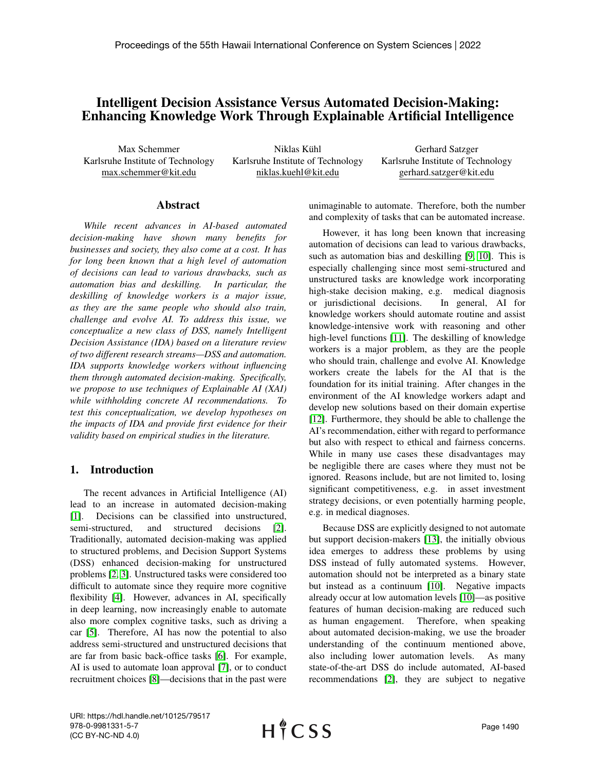# Intelligent Decision Assistance Versus Automated Decision-Making: Enhancing Knowledge Work Through Explainable Artificial Intelligence

Max Schemmer
Karlsruhe Institute of Technology
max.schemmer@kit.edu

Niklas Kühl
Karlsruhe Institute of Technology
niklas.kuehl@kit.edu

Gerhard Satzger
Karlsruhe Institute of Technology
gerhard.satzger@kit.edu

## Abstract

*While recent advances in AI-based automated decision-making have shown many benefits for businesses and society, they also come at a cost. It has for long been known that a high level of automation of decisions can lead to various drawbacks, such as automation bias and deskilling. In particular, the deskilling of knowledge workers is a major issue, as they are the same people who should also train, challenge and evolve AI. To address this issue, we conceptualize a new class of DSS, namely Intelligent Decision Assistance (IDA) based on a literature review of two different research streams—DSS and automation. IDA supports knowledge workers without influencing them through automated decision-making. Specifically, we propose to use techniques of Explainable AI (XAI) while withholding concrete AI recommendations. To test this conceptualization, we develop hypotheses on the impacts of IDA and provide first evidence for their validity based on empirical studies in the literature.*

## 1. Introduction

The recent advances in Artificial Intelligence (AI) lead to an increase in automated decision-making [1]. Decisions can be classified into unstructured, semi-structured, and structured decisions [2]. Traditionally, automated decision-making was applied to structured problems, and Decision Support Systems (DSS) enhanced decision-making for unstructured problems [2, 3]. Unstructured tasks were considered too difficult to automate since they require more cognitive flexibility [4]. However, advances in AI, specifically in deep learning, now increasingly enable to automate also more complex cognitive tasks, such as driving a car [5]. Therefore, AI has now the potential to also address semi-structured and unstructured decisions that are far from basic back-office tasks [6]. For example, AI is used to automate loan approval [7], or to conduct recruitment choices [8]—decisions that in the past were unimaginable to automate. Therefore, both the number and complexity of tasks that can be automated increase.

However, it has long been known that increasing automation of decisions can lead to various drawbacks, such as automation bias and deskilling [9, 10]. This is especially challenging since most semi-structured and unstructured tasks are knowledge work incorporating high-stake decision making, e.g. medical diagnosis or jurisdictional decisions. In general, AI for knowledge workers should automate routine and assist knowledge-intensive work with reasoning and other high-level functions [11]. The deskilling of knowledge workers is a major problem, as they are the people who should train, challenge and evolve AI. Knowledge workers create the labels for the AI that is the foundation for its initial training. After changes in the environment of the AI knowledge workers adapt and develop new solutions based on their domain expertise [12]. Furthermore, they should be able to challenge the AI's recommendation, either with regard to performance but also with respect to ethical and fairness concerns. While in many use cases these disadvantages may be negligible there are cases where they must not be ignored. Reasons include, but are not limited to, losing significant competitiveness, e.g. in asset investment strategy decisions, or even potentially harming people, e.g. in medical diagnoses.

Because DSS are explicitly designed to not automate but support decision-makers [13], the initially obvious idea emerges to address these problems by using DSS instead of fully automated systems. However, automation should not be interpreted as a binary state but instead as a continuum [10]. Negative impacts already occur at low automation levels [10]—as positive features of human decision-making are reduced such as human engagement. Therefore, when speaking about automated decision-making, we use the broader understanding of the continuum mentioned above, also including lower automation levels. As many state-of-the-art DSS do include automated, AI-based recommendations [2], they are subject to negative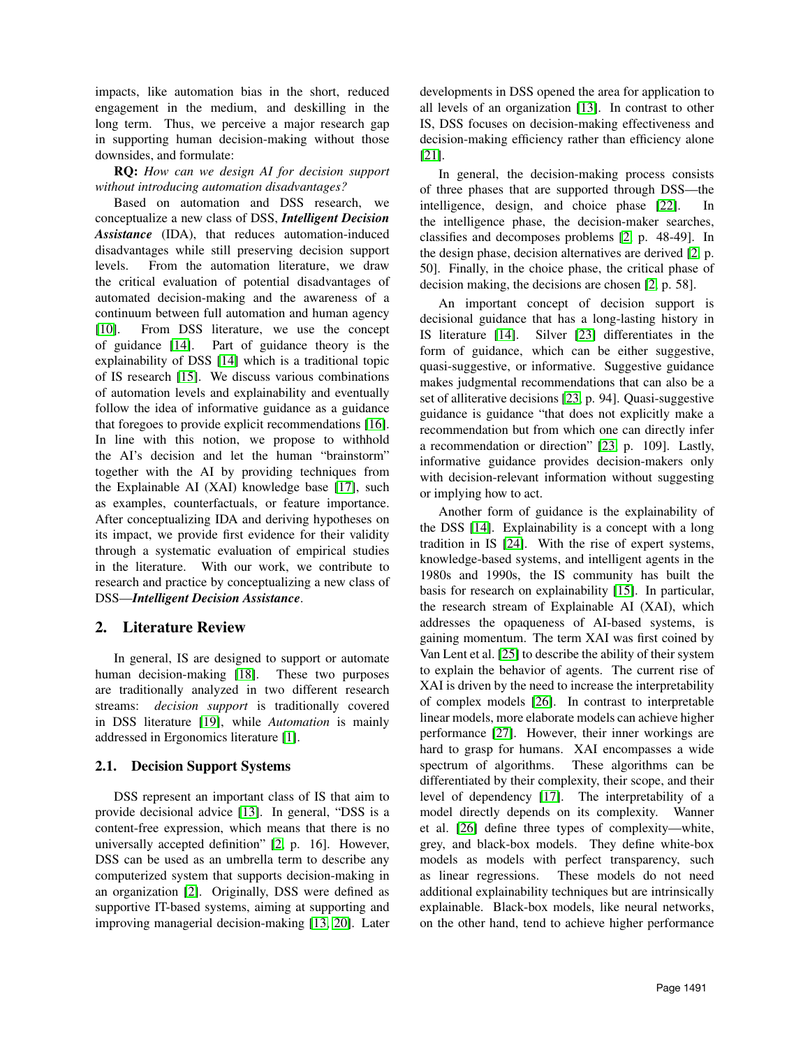impacts, like automation bias in the short, reduced engagement in the medium, and deskilling in the long term. Thus, we perceive a major research gap in supporting human decision-making without those downsides, and formulate:

**RQ:** *How can we design AI for decision support without introducing automation disadvantages?*

Based on automation and DSS research, we conceptualize a new class of DSS, ***Intelligent Decision Assistance*** (IDA), that reduces automation-induced disadvantages while still preserving decision support levels. From the automation literature, we draw the critical evaluation of potential disadvantages of automated decision-making and the awareness of a continuum between full automation and human agency [10]. From DSS literature, we use the concept of guidance [14]. Part of guidance theory is the explainability of DSS [14] which is a traditional topic of IS research [15]. We discuss various combinations of automation levels and explainability and eventually follow the idea of informative guidance as a guidance that foregoes to provide explicit recommendations [16]. In line with this notion, we propose to withhold the AI's decision and let the human "brainstorm" together with the AI by providing techniques from the Explainable AI (XAI) knowledge base [17], such as examples, counterfactuals, or feature importance. After conceptualizing IDA and deriving hypotheses on its impact, we provide first evidence for their validity through a systematic evaluation of empirical studies in the literature. With our work, we contribute to research and practice by conceptualizing a new class of DSS—***Intelligent Decision Assistance***.

## 2. Literature Review

In general, IS are designed to support or automate human decision-making [18]. These two purposes are traditionally analyzed in two different research streams: *decision support* is traditionally covered in DSS literature [19], while *Automation* is mainly addressed in Ergonomics literature [1].

### 2.1. Decision Support Systems

DSS represent an important class of IS that aim to provide decisional advice [13]. In general, "DSS is a content-free expression, which means that there is no universally accepted definition" [2, p. 16]. However, DSS can be used as an umbrella term to describe any computerized system that supports decision-making in an organization [2]. Originally, DSS were defined as supportive IT-based systems, aiming at supporting and improving managerial decision-making [13, 20]. Later developments in DSS opened the area for application to all levels of an organization [13]. In contrast to other IS, DSS focuses on decision-making effectiveness and decision-making efficiency rather than efficiency alone [21].

In general, the decision-making process consists of three phases that are supported through DSS—the intelligence, design, and choice phase [22]. In the intelligence phase, the decision-maker searches, classifies and decomposes problems [2, p. 48-49]. In the design phase, decision alternatives are derived [2, p. 50]. Finally, in the choice phase, the critical phase of decision making, the decisions are chosen [2, p. 58].

An important concept of decision support is decisional guidance that has a long-lasting history in IS literature [14]. Silver [23] differentiates in the form of guidance, which can be either suggestive, quasi-suggestive, or informative. Suggestive guidance makes judgmental recommendations that can also be a set of alliterative decisions [23, p. 94]. Quasi-suggestive guidance is guidance "that does not explicitly make a recommendation but from which one can directly infer a recommendation or direction" [23, p. 109]. Lastly, informative guidance provides decision-makers only with decision-relevant information without suggesting or implying how to act.

Another form of guidance is the explainability of the DSS [14]. Explainability is a concept with a long tradition in IS [24]. With the rise of expert systems, knowledge-based systems, and intelligent agents in the 1980s and 1990s, the IS community has built the basis for research on explainability [15]. In particular, the research stream of Explainable AI (XAI), which addresses the opaqueness of AI-based systems, is gaining momentum. The term XAI was first coined by Van Lent et al. [25] to describe the ability of their system to explain the behavior of agents. The current rise of XAI is driven by the need to increase the interpretability of complex models [26]. In contrast to interpretable linear models, more elaborate models can achieve higher performance [27]. However, their inner workings are hard to grasp for humans. XAI encompasses a wide spectrum of algorithms. These algorithms can be differentiated by their complexity, their scope, and their level of dependency [17]. The interpretability of a model directly depends on its complexity. Wanner et al. [26] define three types of complexity—white, grey, and black-box models. They define white-box models as models with perfect transparency, such as linear regressions. These models do not need additional explainability techniques but are intrinsically explainable. Black-box models, like neural networks, on the other hand, tend to achieve higher performance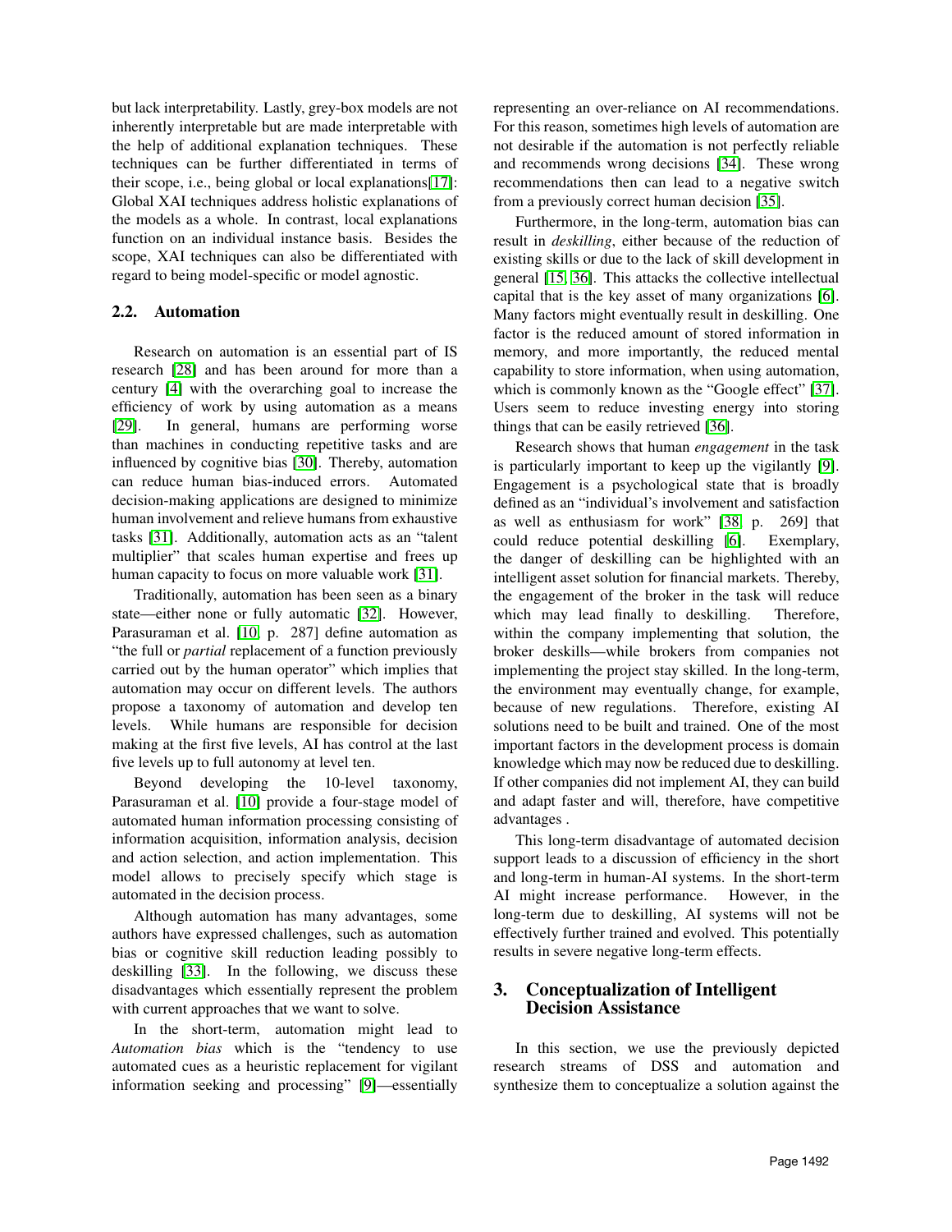but lack interpretability. Lastly, grey-box models are not inherently interpretable but are made interpretable with the help of additional explanation techniques. These techniques can be further differentiated in terms of their scope, i.e., being global or local explanations[17]: Global XAI techniques address holistic explanations of the models as a whole. In contrast, local explanations function on an individual instance basis. Besides the scope, XAI techniques can also be differentiated with regard to being model-specific or model agnostic.

### 2.2. Automation

Research on automation is an essential part of IS research [28] and has been around for more than a century [4] with the overarching goal to increase the efficiency of work by using automation as a means [29]. In general, humans are performing worse than machines in conducting repetitive tasks and are influenced by cognitive bias [30]. Thereby, automation can reduce human bias-induced errors. Automated decision-making applications are designed to minimize human involvement and relieve humans from exhaustive tasks [31]. Additionally, automation acts as an "talent multiplier" that scales human expertise and frees up human capacity to focus on more valuable work [31].

Traditionally, automation has been seen as a binary state—either none or fully automatic [32]. However, Parasuraman et al. [10, p. 287] define automation as "the full or *partial* replacement of a function previously carried out by the human operator" which implies that automation may occur on different levels. The authors propose a taxonomy of automation and develop ten levels. While humans are responsible for decision making at the first five levels, AI has control at the last five levels up to full autonomy at level ten.

Beyond developing the 10-level taxonomy, Parasuraman et al. [10] provide a four-stage model of automated human information processing consisting of information acquisition, information analysis, decision and action selection, and action implementation. This model allows to precisely specify which stage is automated in the decision process.

Although automation has many advantages, some authors have expressed challenges, such as automation bias or cognitive skill reduction leading possibly to deskilling [33]. In the following, we discuss these disadvantages which essentially represent the problem with current approaches that we want to solve.

In the short-term, automation might lead to *Automation bias* which is the "tendency to use automated cues as a heuristic replacement for vigilant information seeking and processing" [9]—essentially representing an over-reliance on AI recommendations. For this reason, sometimes high levels of automation are not desirable if the automation is not perfectly reliable and recommends wrong decisions [34]. These wrong recommendations then can lead to a negative switch from a previously correct human decision [35].

Furthermore, in the long-term, automation bias can result in *deskilling*, either because of the reduction of existing skills or due to the lack of skill development in general [15, 36]. This attacks the collective intellectual capital that is the key asset of many organizations [6]. Many factors might eventually result in deskilling. One factor is the reduced amount of stored information in memory, and more importantly, the reduced mental capability to store information, when using automation, which is commonly known as the "Google effect" [37]. Users seem to reduce investing energy into storing things that can be easily retrieved [36].

Research shows that human *engagement* in the task is particularly important to keep up the vigilantly [9]. Engagement is a psychological state that is broadly defined as an "individual's involvement and satisfaction as well as enthusiasm for work" [38, p. 269] that could reduce potential deskilling [6]. Exemplary, the danger of deskilling can be highlighted with an intelligent asset solution for financial markets. Thereby, the engagement of the broker in the task will reduce which may lead finally to deskilling. Therefore, within the company implementing that solution, the broker deskills—while brokers from companies not implementing the project stay skilled. In the long-term, the environment may eventually change, for example, because of new regulations. Therefore, existing AI solutions need to be built and trained. One of the most important factors in the development process is domain knowledge which may now be reduced due to deskilling. If other companies did not implement AI, they can build and adapt faster and will, therefore, have competitive advantages .

This long-term disadvantage of automated decision support leads to a discussion of efficiency in the short and long-term in human-AI systems. In the short-term AI might increase performance. However, in the long-term due to deskilling, AI systems will not be effectively further trained and evolved. This potentially results in severe negative long-term effects.

## 3. Conceptualization of Intelligent Decision Assistance

In this section, we use the previously depicted research streams of DSS and automation and synthesize them to conceptualize a solution against the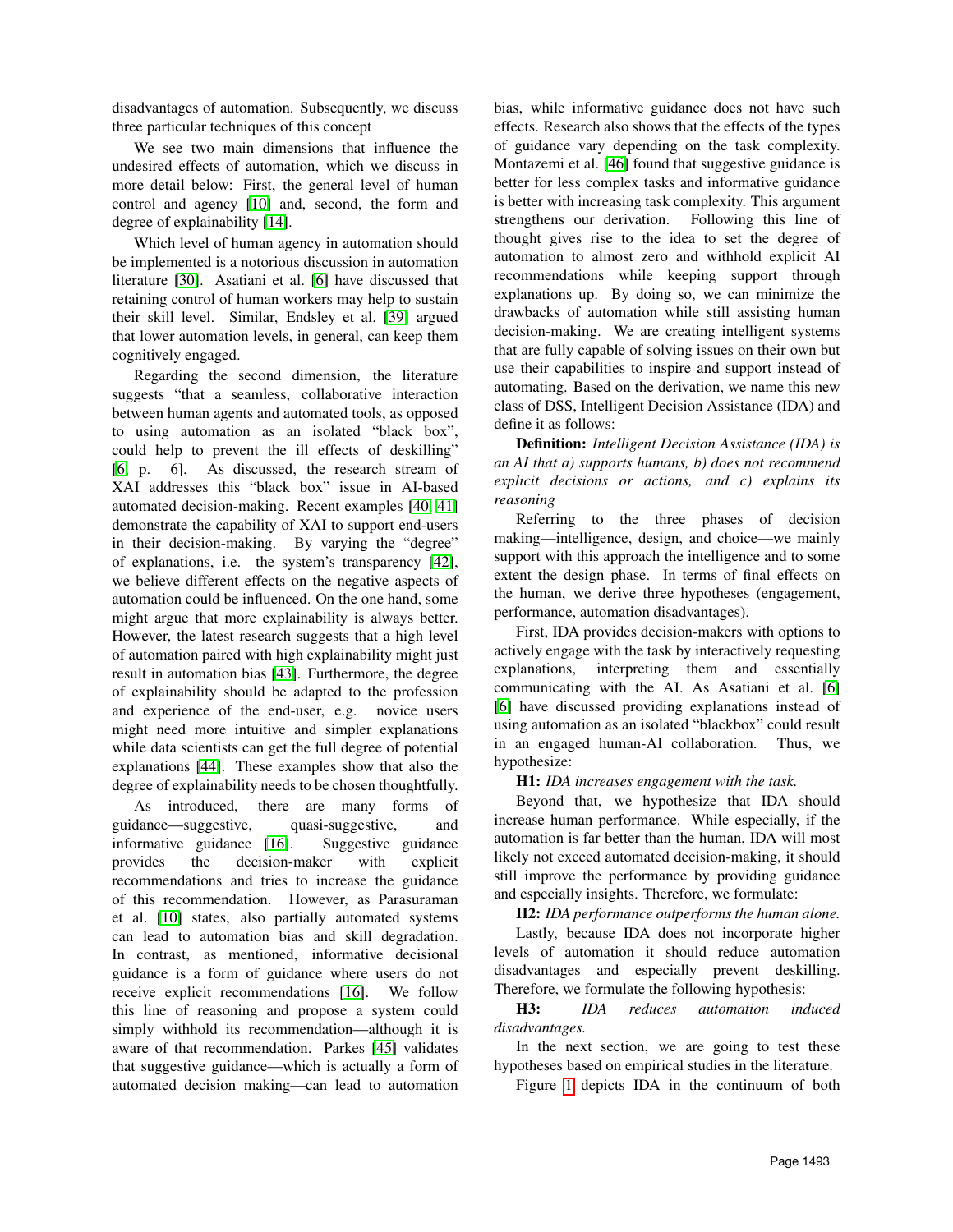disadvantages of automation. Subsequently, we discuss three particular techniques of this concept

We see two main dimensions that influence the undesired effects of automation, which we discuss in more detail below: First, the general level of human control and agency [10] and, second, the form and degree of explainability [14].

Which level of human agency in automation should be implemented is a notorious discussion in automation literature [30]. Asatiani et al. [6] have discussed that retaining control of human workers may help to sustain their skill level. Similar, Endsley et al. [39] argued that lower automation levels, in general, can keep them cognitively engaged.

Regarding the second dimension, the literature suggests "that a seamless, collaborative interaction between human agents and automated tools, as opposed to using automation as an isolated "black box", could help to prevent the ill effects of deskilling" [6, p. 6]. As discussed, the research stream of XAI addresses this "black box" issue in AI-based automated decision-making. Recent examples [40, 41] demonstrate the capability of XAI to support end-users in their decision-making. By varying the "degree" of explanations, i.e. the system's transparency [42], we believe different effects on the negative aspects of automation could be influenced. On the one hand, some might argue that more explainability is always better. However, the latest research suggests that a high level of automation paired with high explainability might just result in automation bias [43]. Furthermore, the degree of explainability should be adapted to the profession and experience of the end-user, e.g. novice users might need more intuitive and simpler explanations while data scientists can get the full degree of potential explanations [44]. These examples show that also the degree of explainability needs to be chosen thoughtfully.

As introduced, there are many forms of guidance—suggestive, quasi-suggestive, and informative guidance [16]. Suggestive guidance provides the decision-maker with explicit recommendations and tries to increase the guidance of this recommendation. However, as Parasuraman et al. [10] states, also partially automated systems can lead to automation bias and skill degradation. In contrast, as mentioned, informative decisional guidance is a form of guidance where users do not receive explicit recommendations [16]. We follow this line of reasoning and propose a system could simply withhold its recommendation—although it is aware of that recommendation. Parkes [45] validates that suggestive guidance—which is actually a form of automated decision making—can lead to automation bias, while informative guidance does not have such effects. Research also shows that the effects of the types of guidance vary depending on the task complexity. Montazemi et al. [46] found that suggestive guidance is better for less complex tasks and informative guidance is better with increasing task complexity. This argument strengthens our derivation. Following this line of thought gives rise to the idea to set the degree of automation to almost zero and withhold explicit AI recommendations while keeping support through explanations up. By doing so, we can minimize the drawbacks of automation while still assisting human decision-making. We are creating intelligent systems that are fully capable of solving issues on their own but use their capabilities to inspire and support instead of automating. Based on the derivation, we name this new class of DSS, Intelligent Decision Assistance (IDA) and define it as follows:

**Definition:** *Intelligent Decision Assistance (IDA) is an AI that a) supports humans, b) does not recommend explicit decisions or actions, and c) explains its reasoning*

Referring to the three phases of decision making—intelligence, design, and choice—we mainly support with this approach the intelligence and to some extent the design phase. In terms of final effects on the human, we derive three hypotheses (engagement, performance, automation disadvantages).

First, IDA provides decision-makers with options to actively engage with the task by interactively requesting explanations, interpreting them and essentially communicating with the AI. As Asatiani et al. [6] [6] have discussed providing explanations instead of using automation as an isolated "blackbox" could result in an engaged human-AI collaboration. Thus, we hypothesize:

**H1:** *IDA increases engagement with the task.*

Beyond that, we hypothesize that IDA should increase human performance. While especially, if the automation is far better than the human, IDA will most likely not exceed automated decision-making, it should still improve the performance by providing guidance and especially insights. Therefore, we formulate:

**H2:** *IDA performance outperforms the human alone.*

Lastly, because IDA does not incorporate higher levels of automation it should reduce automation disadvantages and especially prevent deskilling. Therefore, we formulate the following hypothesis:

**H3:** *IDA reduces automation induced disadvantages.*

In the next section, we are going to test these hypotheses based on empirical studies in the literature.

Figure 1 depicts IDA in the continuum of both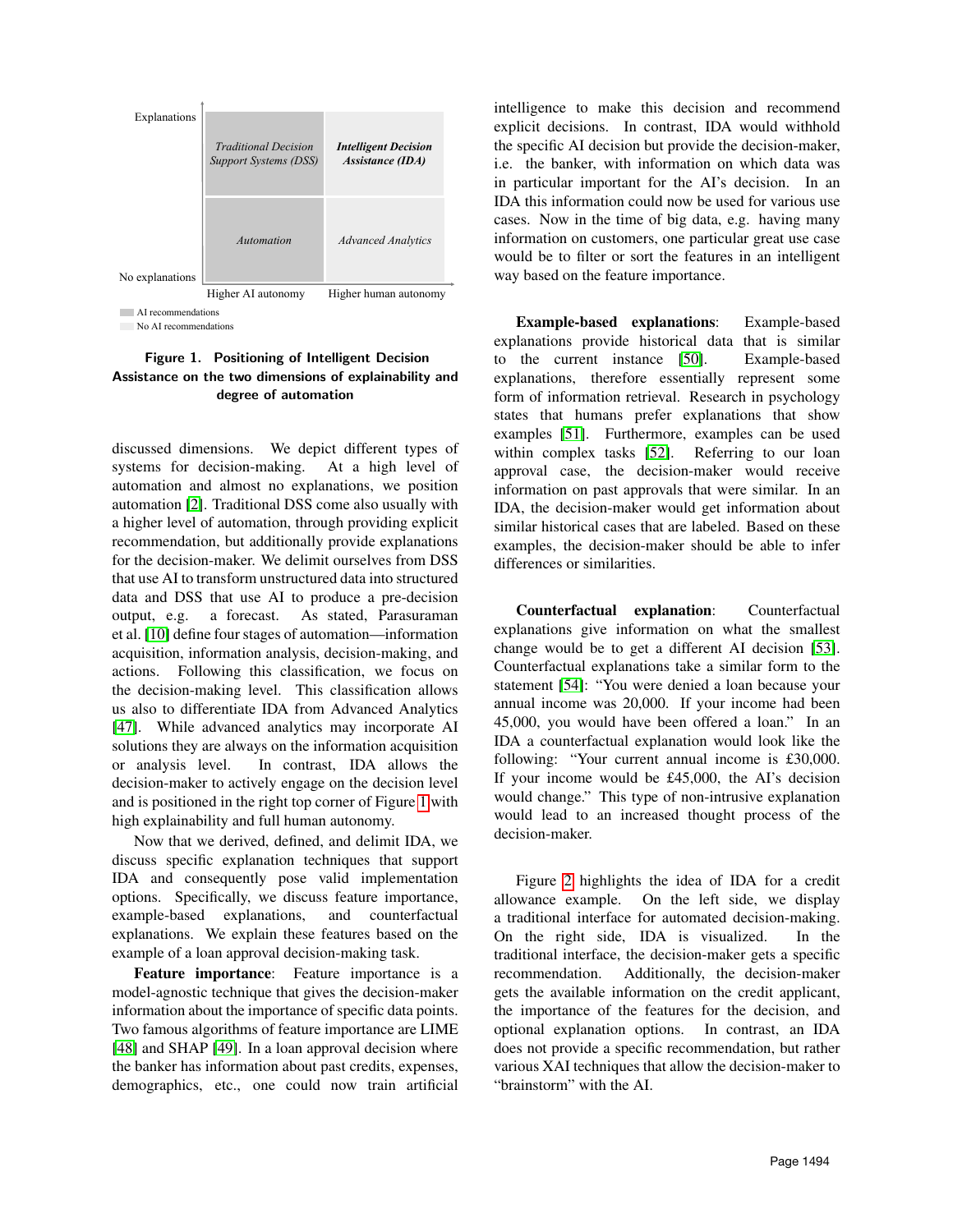| Explanations | Traditional Decision Support Systems (DSS) | **Intelligent Decision Assistance (IDA)** |
| --- | --- | --- |
| No explanations | Automation | Advanced Analytics |
| | Higher AI autonomy | Higher human autonomy |

AI recommendations
No AI recommendations

**Figure 1. Positioning of Intelligent Decision Assistance on the two dimensions of explainability and degree of automation**

discussed dimensions. We depict different types of systems for decision-making. At a high level of automation and almost no explanations, we position automation [2]. Traditional DSS come also usually with a higher level of automation, through providing explicit recommendation, but additionally provide explanations for the decision-maker. We delimit ourselves from DSS that use AI to transform unstructured data into structured data and DSS that use AI to produce a pre-decision output, e.g. a forecast. As stated, Parasuraman et al. [10] define four stages of automation—information acquisition, information analysis, decision-making, and actions. Following this classification, we focus on the decision-making level. This classification allows us also to differentiate IDA from Advanced Analytics [47]. While advanced analytics may incorporate AI solutions they are always on the information acquisition or analysis level. In contrast, IDA allows the decision-maker to actively engage on the decision level and is positioned in the right top corner of Figure 1 with high explainability and full human autonomy.

Now that we derived, defined, and delimit IDA, we discuss specific explanation techniques that support IDA and consequently pose valid implementation options. Specifically, we discuss feature importance, example-based explanations, and counterfactual explanations. We explain these features based on the example of a loan approval decision-making task.

**Feature importance**: Feature importance is a model-agnostic technique that gives the decision-maker information about the importance of specific data points. Two famous algorithms of feature importance are LIME [48] and SHAP [49]. In a loan approval decision where the banker has information about past credits, expenses, demographics, etc., one could now train artificial intelligence to make this decision and recommend explicit decisions. In contrast, IDA would withhold the specific AI decision but provide the decision-maker, i.e. the banker, with information on which data was in particular important for the AI's decision. In an IDA this information could now be used for various use cases. Now in the time of big data, e.g. having many information on customers, one particular great use case would be to filter or sort the features in an intelligent way based on the feature importance.

**Example-based explanations**: Example-based explanations provide historical data that is similar to the current instance [50]. Example-based explanations, therefore essentially represent some form of information retrieval. Research in psychology states that humans prefer explanations that show examples [51]. Furthermore, examples can be used within complex tasks [52]. Referring to our loan approval case, the decision-maker would receive information on past approvals that were similar. In an IDA, the decision-maker would get information about similar historical cases that are labeled. Based on these examples, the decision-maker should be able to infer differences or similarities.

**Counterfactual explanation**: Counterfactual explanations give information on what the smallest change would be to get a different AI decision [53]. Counterfactual explanations take a similar form to the statement [54]: "You were denied a loan because your annual income was 20,000. If your income had been 45,000, you would have been offered a loan." In an IDA a counterfactual explanation would look like the following: "Your current annual income is £30,000. If your income would be £45,000, the AI's decision would change." This type of non-intrusive explanation would lead to an increased thought process of the decision-maker.

Figure 2 highlights the idea of IDA for a credit allowance example. On the left side, we display a traditional interface for automated decision-making. On the right side, IDA is visualized. In the traditional interface, the decision-maker gets a specific recommendation. Additionally, the decision-maker gets the available information on the credit applicant, the importance of the features for the decision, and optional explanation options. In contrast, an IDA does not provide a specific recommendation, but rather various XAI techniques that allow the decision-maker to "brainstorm" with the AI.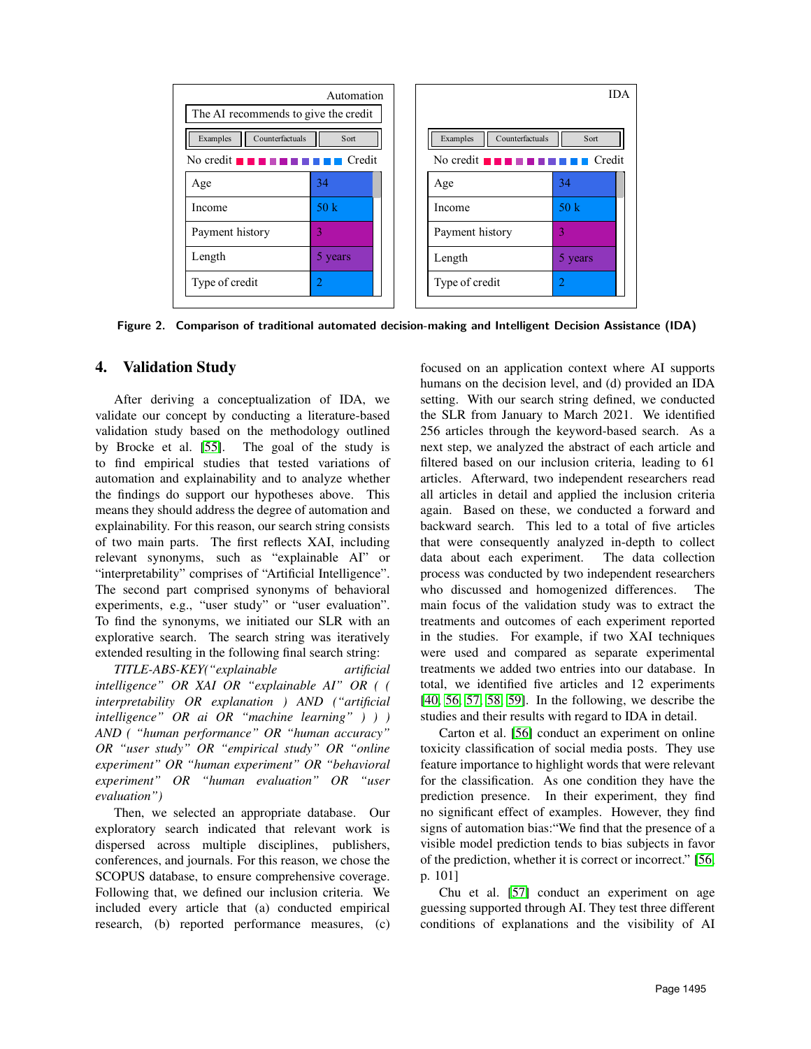| Automation | |
|---|---|
| The AI recommends to give the credit | |
| Examples / Counterfactuals / Sort | |
| No credit ■■■■■■■■■■ Credit | |
| Age | 34 |
| Income | 50 k |
| Payment history | 3 |
| Length | 5 years |
| Type of credit | 2 |

| IDA | |
|---|---|
| Examples / Counterfactuals / Sort | |
| No credit ■■■■■■■■■■ Credit | |
| Age | 34 |
| Income | 50 k |
| Payment history | 3 |
| Length | 5 years |
| Type of credit | 2 |

**Figure 2. Comparison of traditional automated decision-making and Intelligent Decision Assistance (IDA)**

## 4. Validation Study

After deriving a conceptualization of IDA, we validate our concept by conducting a literature-based validation study based on the methodology outlined by Brocke et al. [55]. The goal of the study is to find empirical studies that tested variations of automation and explainability and to analyze whether the findings do support our hypotheses above. This means they should address the degree of automation and explainability. For this reason, our search string consists of two main parts. The first reflects XAI, including relevant synonyms, such as "explainable AI" or "interpretability" comprises of "Artificial Intelligence". The second part comprised synonyms of behavioral experiments, e.g., "user study" or "user evaluation". To find the synonyms, we initiated our SLR with an explorative search. The search string was iteratively extended resulting in the following final search string:

*TITLE-ABS-KEY("explainable artificial intelligence" OR XAI OR "explainable AI" OR ( ( interpretability OR explanation ) AND ("artificial intelligence" OR ai OR "machine learning" ) ) ) AND ( "human performance" OR "human accuracy" OR "user study" OR "empirical study" OR "online experiment" OR "human experiment" OR "behavioral experiment" OR "human evaluation" OR "user evaluation")*

Then, we selected an appropriate database. Our exploratory search indicated that relevant work is dispersed across multiple disciplines, publishers, conferences, and journals. For this reason, we chose the SCOPUS database, to ensure comprehensive coverage. Following that, we defined our inclusion criteria. We included every article that (a) conducted empirical research, (b) reported performance measures, (c) focused on an application context where AI supports humans on the decision level, and (d) provided an IDA setting. With our search string defined, we conducted the SLR from January to March 2021. We identified 256 articles through the keyword-based search. As a next step, we analyzed the abstract of each article and filtered based on our inclusion criteria, leading to 61 articles. Afterward, two independent researchers read all articles in detail and applied the inclusion criteria again. Based on these, we conducted a forward and backward search. This led to a total of five articles that were consequently analyzed in-depth to collect data about each experiment. The data collection process was conducted by two independent researchers who discussed and homogenized differences. The main focus of the validation study was to extract the treatments and outcomes of each experiment reported in the studies. For example, if two XAI techniques were used and compared as separate experimental treatments we added two entries into our database. In total, we identified five articles and 12 experiments [40, 56, 57, 58, 59]. In the following, we describe the studies and their results with regard to IDA in detail.

Carton et al. [56] conduct an experiment on online toxicity classification of social media posts. They use feature importance to highlight words that were relevant for the classification. As one condition they have the prediction presence. In their experiment, they find no significant effect of examples. However, they find signs of automation bias:"We find that the presence of a visible model prediction tends to bias subjects in favor of the prediction, whether it is correct or incorrect." [56, p. 101]

Chu et al. [57] conduct an experiment on age guessing supported through AI. They test three different conditions of explanations and the visibility of AI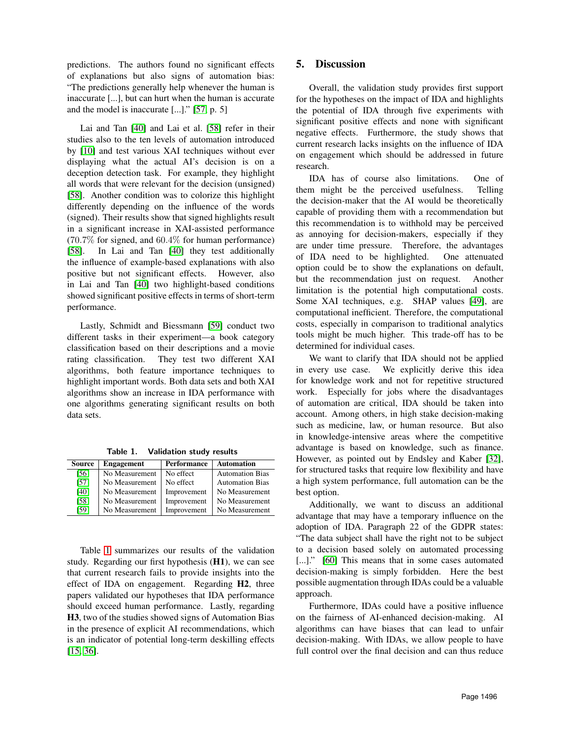predictions. The authors found no significant effects of explanations but also signs of automation bias: "The predictions generally help whenever the human is inaccurate [...], but can hurt when the human is accurate and the model is inaccurate [...]." [57, p. 5]

Lai and Tan [40] and Lai et al. [58] refer in their studies also to the ten levels of automation introduced by [10] and test various XAI techniques without ever displaying what the actual AI's decision is on a deception detection task. For example, they highlight all words that were relevant for the decision (unsigned) [58]. Another condition was to colorize this highlight differently depending on the influence of the words (signed). Their results show that signed highlights result in a significant increase in XAI-assisted performance (70.7% for signed, and 60.4% for human performance) [58]. In Lai and Tan [40] they test additionally the influence of example-based explanations with also positive but not significant effects. However, also in Lai and Tan [40] two highlight-based conditions showed significant positive effects in terms of short-term performance.

Lastly, Schmidt and Biessmann [59] conduct two different tasks in their experiment—a book category classification based on their descriptions and a movie rating classification. They test two different XAI algorithms, both feature importance techniques to highlight important words. Both data sets and both XAI algorithms show an increase in IDA performance with one algorithms generating significant results on both data sets.

**Table 1. Validation study results**

| Source | Engagement | Performance | Automation |
|---|---|---|---|
| [56] | No Measurement | No effect | Automation Bias |
| [57] | No Measurement | No effect | Automation Bias |
| [40] | No Measurement | Improvement | No Measurement |
| [58] | No Measurement | Improvement | No Measurement |
| [59] | No Measurement | Improvement | No Measurement |

Table 1 summarizes our results of the validation study. Regarding our first hypothesis (**H1**), we can see that current research fails to provide insights into the effect of IDA on engagement. Regarding **H2**, three papers validated our hypotheses that IDA performance should exceed human performance. Lastly, regarding **H3**, two of the studies showed signs of Automation Bias in the presence of explicit AI recommendations, which is an indicator of potential long-term deskilling effects [15, 36].

## 5. Discussion

Overall, the validation study provides first support for the hypotheses on the impact of IDA and highlights the potential of IDA through five experiments with significant positive effects and none with significant negative effects. Furthermore, the study shows that current research lacks insights on the influence of IDA on engagement which should be addressed in future research.

IDA has of course also limitations. One of them might be the perceived usefulness. Telling the decision-maker that the AI would be theoretically capable of providing them with a recommendation but this recommendation is to withhold may be perceived as annoying for decision-makers, especially if they are under time pressure. Therefore, the advantages of IDA need to be highlighted. One attenuated option could be to show the explanations on default, but the recommendation just on request. Another limitation is the potential high computational costs. Some XAI techniques, e.g. SHAP values [49], are computational inefficient. Therefore, the computational costs, especially in comparison to traditional analytics tools might be much higher. This trade-off has to be determined for individual cases.

We want to clarify that IDA should not be applied in every use case. We explicitly derive this idea for knowledge work and not for repetitive structured work. Especially for jobs where the disadvantages of automation are critical, IDA should be taken into account. Among others, in high stake decision-making such as medicine, law, or human resource. But also in knowledge-intensive areas where the competitive advantage is based on knowledge, such as finance. However, as pointed out by Endsley and Kaber [32], for structured tasks that require low flexibility and have a high system performance, full automation can be the best option.

Additionally, we want to discuss an additional advantage that may have a temporary influence on the adoption of IDA. Paragraph 22 of the GDPR states: "The data subject shall have the right not to be subject to a decision based solely on automated processing [...]." [60] This means that in some cases automated decision-making is simply forbidden. Here the best possible augmentation through IDAs could be a valuable approach.

Furthermore, IDAs could have a positive influence on the fairness of AI-enhanced decision-making. AI algorithms can have biases that can lead to unfair decision-making. With IDAs, we allow people to have full control over the final decision and can thus reduce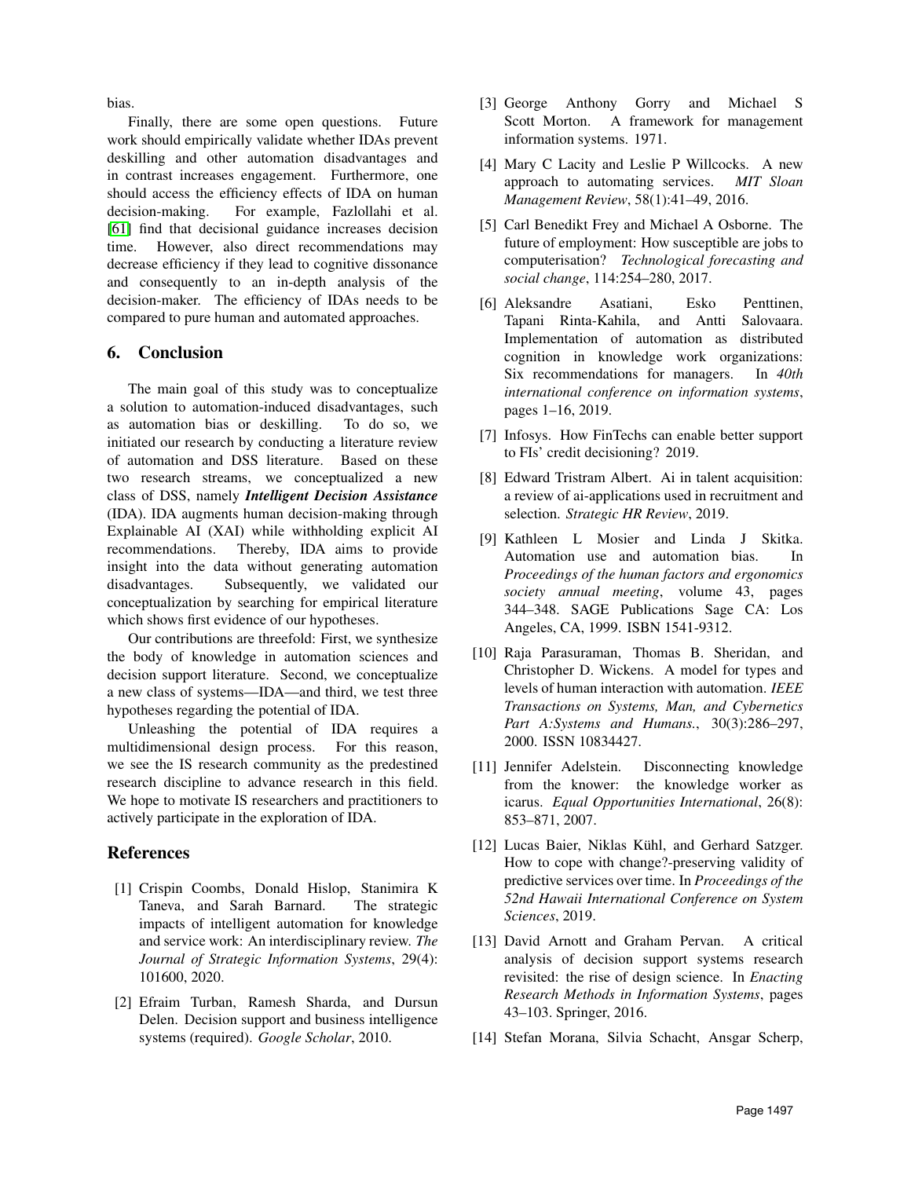bias.

Finally, there are some open questions. Future work should empirically validate whether IDAs prevent deskilling and other automation disadvantages and in contrast increases engagement. Furthermore, one should access the efficiency effects of IDA on human decision-making. For example, Fazlollahi et al. [61] find that decisional guidance increases decision time. However, also direct recommendations may decrease efficiency if they lead to cognitive dissonance and consequently to an in-depth analysis of the decision-maker. The efficiency of IDAs needs to be compared to pure human and automated approaches.

## 6. Conclusion

The main goal of this study was to conceptualize a solution to automation-induced disadvantages, such as automation bias or deskilling. To do so, we initiated our research by conducting a literature review of automation and DSS literature. Based on these two research streams, we conceptualized a new class of DSS, namely ***Intelligent Decision Assistance*** (IDA). IDA augments human decision-making through Explainable AI (XAI) while withholding explicit AI recommendations. Thereby, IDA aims to provide insight into the data without generating automation disadvantages. Subsequently, we validated our conceptualization by searching for empirical literature which shows first evidence of our hypotheses.

Our contributions are threefold: First, we synthesize the body of knowledge in automation sciences and decision support literature. Second, we conceptualize a new class of systems—IDA—and third, we test three hypotheses regarding the potential of IDA.

Unleashing the potential of IDA requires a multidimensional design process. For this reason, we see the IS research community as the predestined research discipline to advance research in this field. We hope to motivate IS researchers and practitioners to actively participate in the exploration of IDA.

## References

[1] Crispin Coombs, Donald Hislop, Stanimira K Taneva, and Sarah Barnard. The strategic impacts of intelligent automation for knowledge and service work: An interdisciplinary review. *The Journal of Strategic Information Systems*, 29(4): 101600, 2020.

[2] Efraim Turban, Ramesh Sharda, and Dursun Delen. Decision support and business intelligence systems (required). *Google Scholar*, 2010.

[3] George Anthony Gorry and Michael S Scott Morton. A framework for management information systems. 1971.

[4] Mary C Lacity and Leslie P Willcocks. A new approach to automating services. *MIT Sloan Management Review*, 58(1):41–49, 2016.

[5] Carl Benedikt Frey and Michael A Osborne. The future of employment: How susceptible are jobs to computerisation? *Technological forecasting and social change*, 114:254–280, 2017.

[6] Aleksandre Asatiani, Esko Penttinen, Tapani Rinta-Kahila, and Antti Salovaara. Implementation of automation as distributed cognition in knowledge work organizations: Six recommendations for managers. In *40th international conference on information systems*, pages 1–16, 2019.

[7] Infosys. How FinTechs can enable better support to FIs' credit decisioning? 2019.

[8] Edward Tristram Albert. Ai in talent acquisition: a review of ai-applications used in recruitment and selection. *Strategic HR Review*, 2019.

[9] Kathleen L Mosier and Linda J Skitka. Automation use and automation bias. In *Proceedings of the human factors and ergonomics society annual meeting*, volume 43, pages 344–348. SAGE Publications Sage CA: Los Angeles, CA, 1999. ISBN 1541-9312.

[10] Raja Parasuraman, Thomas B. Sheridan, and Christopher D. Wickens. A model for types and levels of human interaction with automation. *IEEE Transactions on Systems, Man, and Cybernetics Part A:Systems and Humans.*, 30(3):286–297, 2000. ISSN 10834427.

[11] Jennifer Adelstein. Disconnecting knowledge from the knower: the knowledge worker as icarus. *Equal Opportunities International*, 26(8): 853–871, 2007.

[12] Lucas Baier, Niklas Kühl, and Gerhard Satzger. How to cope with change?-preserving validity of predictive services over time. In *Proceedings of the 52nd Hawaii International Conference on System Sciences*, 2019.

[13] David Arnott and Graham Pervan. A critical analysis of decision support systems research revisited: the rise of design science. In *Enacting Research Methods in Information Systems*, pages 43–103. Springer, 2016.

[14] Stefan Morana, Silvia Schacht, Ansgar Scherp,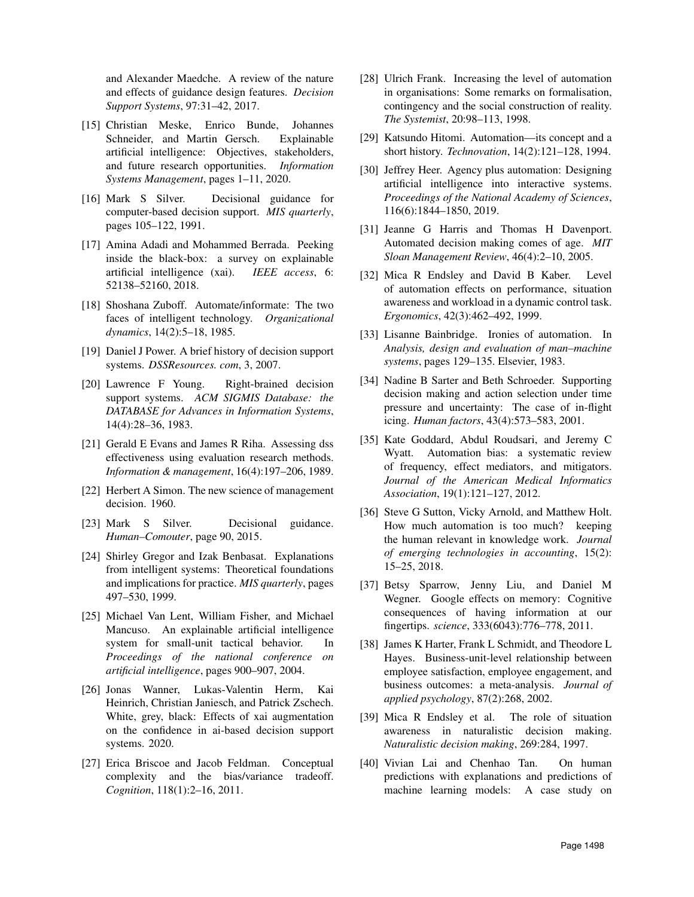and Alexander Maedche. A review of the nature and effects of guidance design features. *Decision Support Systems*, 97:31–42, 2017.

[15] Christian Meske, Enrico Bunde, Johannes Schneider, and Martin Gersch. Explainable artificial intelligence: Objectives, stakeholders, and future research opportunities. *Information Systems Management*, pages 1–11, 2020.

[16] Mark S Silver. Decisional guidance for computer-based decision support. *MIS quarterly*, pages 105–122, 1991.

[17] Amina Adadi and Mohammed Berrada. Peeking inside the black-box: a survey on explainable artificial intelligence (xai). *IEEE access*, 6: 52138–52160, 2018.

[18] Shoshana Zuboff. Automate/informate: The two faces of intelligent technology. *Organizational dynamics*, 14(2):5–18, 1985.

[19] Daniel J Power. A brief history of decision support systems. *DSSResources. com*, 3, 2007.

[20] Lawrence F Young. Right-brained decision support systems. *ACM SIGMIS Database: the DATABASE for Advances in Information Systems*, 14(4):28–36, 1983.

[21] Gerald E Evans and James R Riha. Assessing dss effectiveness using evaluation research methods. *Information & management*, 16(4):197–206, 1989.

[22] Herbert A Simon. The new science of management decision. 1960.

[23] Mark S Silver. Decisional guidance. *Human–Comouter*, page 90, 2015.

[24] Shirley Gregor and Izak Benbasat. Explanations from intelligent systems: Theoretical foundations and implications for practice. *MIS quarterly*, pages 497–530, 1999.

[25] Michael Van Lent, William Fisher, and Michael Mancuso. An explainable artificial intelligence system for small-unit tactical behavior. In *Proceedings of the national conference on artificial intelligence*, pages 900–907, 2004.

[26] Jonas Wanner, Lukas-Valentin Herm, Kai Heinrich, Christian Janiesch, and Patrick Zschech. White, grey, black: Effects of xai augmentation on the confidence in ai-based decision support systems. 2020.

[27] Erica Briscoe and Jacob Feldman. Conceptual complexity and the bias/variance tradeoff. *Cognition*, 118(1):2–16, 2011.

[28] Ulrich Frank. Increasing the level of automation in organisations: Some remarks on formalisation, contingency and the social construction of reality. *The Systemist*, 20:98–113, 1998.

[29] Katsundo Hitomi. Automation—its concept and a short history. *Technovation*, 14(2):121–128, 1994.

[30] Jeffrey Heer. Agency plus automation: Designing artificial intelligence into interactive systems. *Proceedings of the National Academy of Sciences*, 116(6):1844–1850, 2019.

[31] Jeanne G Harris and Thomas H Davenport. Automated decision making comes of age. *MIT Sloan Management Review*, 46(4):2–10, 2005.

[32] Mica R Endsley and David B Kaber. Level of automation effects on performance, situation awareness and workload in a dynamic control task. *Ergonomics*, 42(3):462–492, 1999.

[33] Lisanne Bainbridge. Ironies of automation. In *Analysis, design and evaluation of man–machine systems*, pages 129–135. Elsevier, 1983.

[34] Nadine B Sarter and Beth Schroeder. Supporting decision making and action selection under time pressure and uncertainty: The case of in-flight icing. *Human factors*, 43(4):573–583, 2001.

[35] Kate Goddard, Abdul Roudsari, and Jeremy C Wyatt. Automation bias: a systematic review of frequency, effect mediators, and mitigators. *Journal of the American Medical Informatics Association*, 19(1):121–127, 2012.

[36] Steve G Sutton, Vicky Arnold, and Matthew Holt. How much automation is too much? keeping the human relevant in knowledge work. *Journal of emerging technologies in accounting*, 15(2): 15–25, 2018.

[37] Betsy Sparrow, Jenny Liu, and Daniel M Wegner. Google effects on memory: Cognitive consequences of having information at our fingertips. *science*, 333(6043):776–778, 2011.

[38] James K Harter, Frank L Schmidt, and Theodore L Hayes. Business-unit-level relationship between employee satisfaction, employee engagement, and business outcomes: a meta-analysis. *Journal of applied psychology*, 87(2):268, 2002.

[39] Mica R Endsley et al. The role of situation awareness in naturalistic decision making. *Naturalistic decision making*, 269:284, 1997.

[40] Vivian Lai and Chenhao Tan. On human predictions with explanations and predictions of machine learning models: A case study on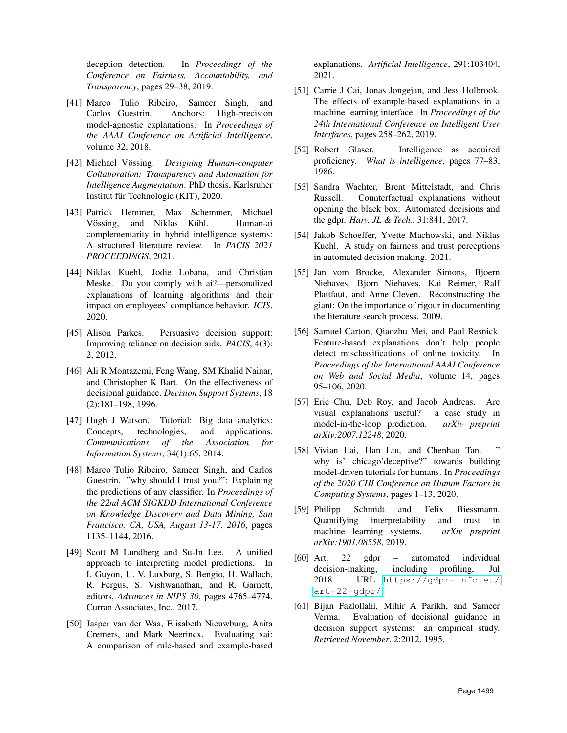deception detection. In *Proceedings of the Conference on Fairness, Accountability, and Transparency*, pages 29–38, 2019.

[41] Marco Tulio Ribeiro, Sameer Singh, and Carlos Guestrin. Anchors: High-precision model-agnostic explanations. In *Proceedings of the AAAI Conference on Artificial Intelligence*, volume 32, 2018.

[42] Michael Vössing. *Designing Human-computer Collaboration: Transparency and Automation for Intelligence Augmentation*. PhD thesis, Karlsruher Institut für Technologie (KIT), 2020.

[43] Patrick Hemmer, Max Schemmer, Michael Vössing, and Niklas Kühl. Human-ai complementarity in hybrid intelligence systems: A structured literature review. In *PACIS 2021 PROCEEDINGS*, 2021.

[44] Niklas Kuehl, Jodie Lobana, and Christian Meske. Do you comply with ai?—personalized explanations of learning algorithms and their impact on employees' compliance behavior. *ICIS*, 2020.

[45] Alison Parkes. Persuasive decision support: Improving reliance on decision aids. *PACIS*, 4(3): 2, 2012.

[46] Ali R Montazemi, Feng Wang, SM Khalid Nainar, and Christopher K Bart. On the effectiveness of decisional guidance. *Decision Support Systems*, 18 (2):181–198, 1996.

[47] Hugh J Watson. Tutorial: Big data analytics: Concepts, technologies, and applications. *Communications of the Association for Information Systems*, 34(1):65, 2014.

[48] Marco Tulio Ribeiro, Sameer Singh, and Carlos Guestrin. "why should I trust you?": Explaining the predictions of any classifier. In *Proceedings of the 22nd ACM SIGKDD International Conference on Knowledge Discovery and Data Mining, San Francisco, CA, USA, August 13-17, 2016*, pages 1135–1144, 2016.

[49] Scott M Lundberg and Su-In Lee. A unified approach to interpreting model predictions. In I. Guyon, U. V. Luxburg, S. Bengio, H. Wallach, R. Fergus, S. Vishwanathan, and R. Garnett, editors, *Advances in NIPS 30*, pages 4765–4774. Curran Associates, Inc., 2017.

[50] Jasper van der Waa, Elisabeth Nieuwburg, Anita Cremers, and Mark Neerincx. Evaluating xai: A comparison of rule-based and example-based explanations. *Artificial Intelligence*, 291:103404, 2021.

[51] Carrie J Cai, Jonas Jongejan, and Jess Holbrook. The effects of example-based explanations in a machine learning interface. In *Proceedings of the 24th International Conference on Intelligent User Interfaces*, pages 258–262, 2019.

[52] Robert Glaser. Intelligence as acquired proficiency. *What is intelligence*, pages 77–83, 1986.

[53] Sandra Wachter, Brent Mittelstadt, and Chris Russell. Counterfactual explanations without opening the black box: Automated decisions and the gdpr. *Harv. JL & Tech.*, 31:841, 2017.

[54] Jakob Schoeffer, Yvette Machowski, and Niklas Kuehl. A study on fairness and trust perceptions in automated decision making. 2021.

[55] Jan vom Brocke, Alexander Simons, Bjoern Niehaves, Bjorn Niehaves, Kai Reimer, Ralf Plattfaut, and Anne Cleven. Reconstructing the giant: On the importance of rigour in documenting the literature search process. 2009.

[56] Samuel Carton, Qiaozhu Mei, and Paul Resnick. Feature-based explanations don't help people detect misclassifications of online toxicity. In *Proceedings of the International AAAI Conference on Web and Social Media*, volume 14, pages 95–106, 2020.

[57] Eric Chu, Deb Roy, and Jacob Andreas. Are visual explanations useful? a case study in model-in-the-loop prediction. *arXiv preprint arXiv:2007.12248*, 2020.

[58] Vivian Lai, Han Liu, and Chenhao Tan. " why is' chicago'deceptive?" towards building model-driven tutorials for humans. In *Proceedings of the 2020 CHI Conference on Human Factors in Computing Systems*, pages 1–13, 2020.

[59] Philipp Schmidt and Felix Biessmann. Quantifying interpretability and trust in machine learning systems. *arXiv preprint arXiv:1901.08558*, 2019.

[60] Art. 22 gdpr – automated individual decision-making, including profiling, Jul 2018. URL https://gdpr-info.eu/art-22-gdpr/.

[61] Bijan Fazlollahi, Mihir A Parikh, and Sameer Verma. Evaluation of decisional guidance in decision support systems: an empirical study. *Retrieved November*, 2:2012, 1995.